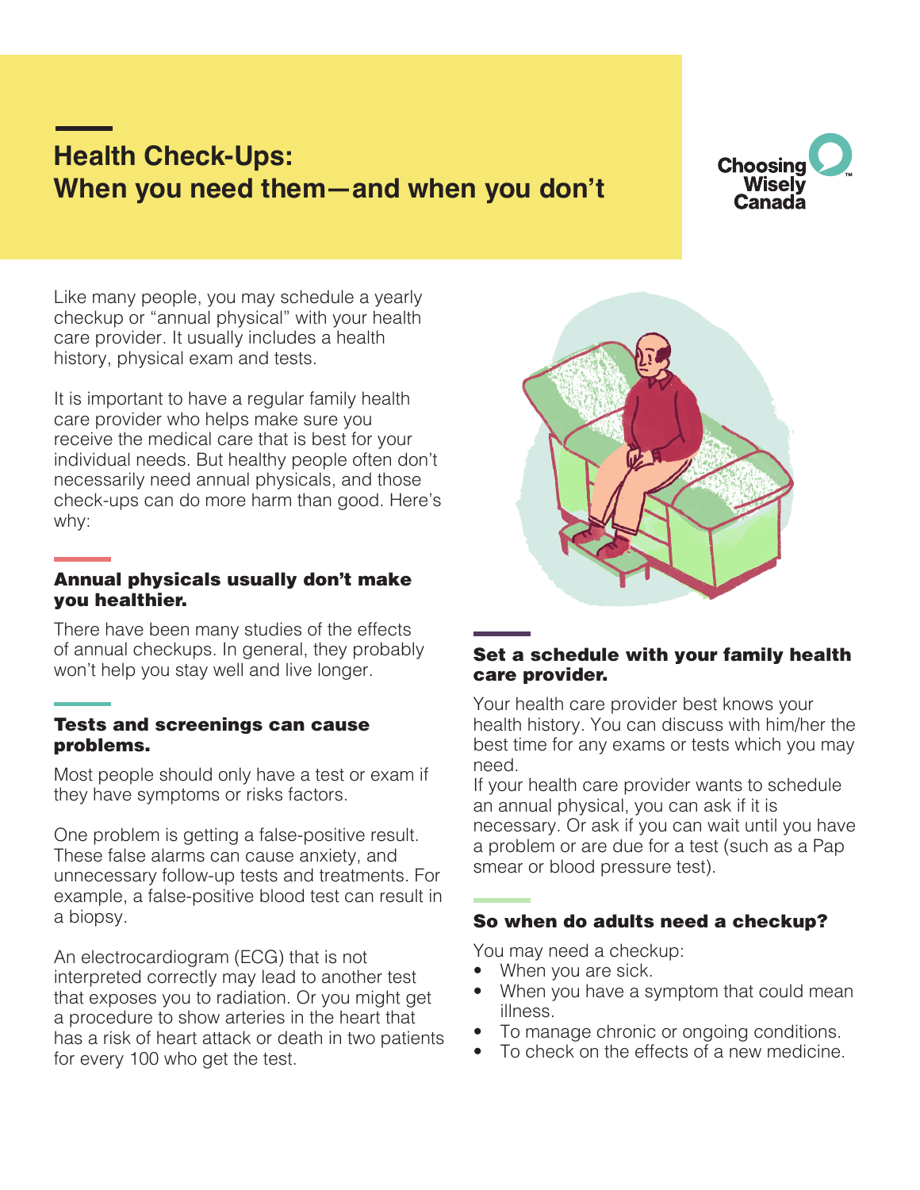# Health Check-Ups: When you need them—and when you don't

Choosing Wisely Canada

Like many people, you may schedule a yearly checkup or "annual physical" with your health care provider. It usually includes a health history, physical exam and tests.

It is important to have a regular family health care provider who helps make sure you receive the medical care that is best for your individual needs. But healthy people often don't necessarily need annual physicals, and those check-ups can do more harm than good. Here's why:

## Annual physicals usually don't make you healthier.

There have been many studies of the effects of annual checkups. In general, they probably won't help you stay well and live longer.

## Tests and screenings can cause problems.

Most people should only have a test or exam if they have symptoms or risks factors.

One problem is getting a false-positive result. These false alarms can cause anxiety, and unnecessary follow-up tests and treatments. For example, a false-positive blood test can result in a biopsy.

An electrocardiogram (ECG) that is not interpreted correctly may lead to another test that exposes you to radiation. Or you might get a procedure to show arteries in the heart that has a risk of heart attack or death in two patients for every 100 who get the test.

## Set a schedule with your family health care provider.

Your health care provider best knows your health history. You can discuss with him/her the best time for any exams or tests which you may need.

If your health care provider wants to schedule an annual physical, you can ask if it is necessary. Or ask if you can wait until you have a problem or are due for a test (such as a Pap smear or blood pressure test).

## So when do adults need a checkup?

You may need a checkup:

- When you are sick.
- When you have a symptom that could mean illness.
- To manage chronic or ongoing conditions.
- To check on the effects of a new medicine.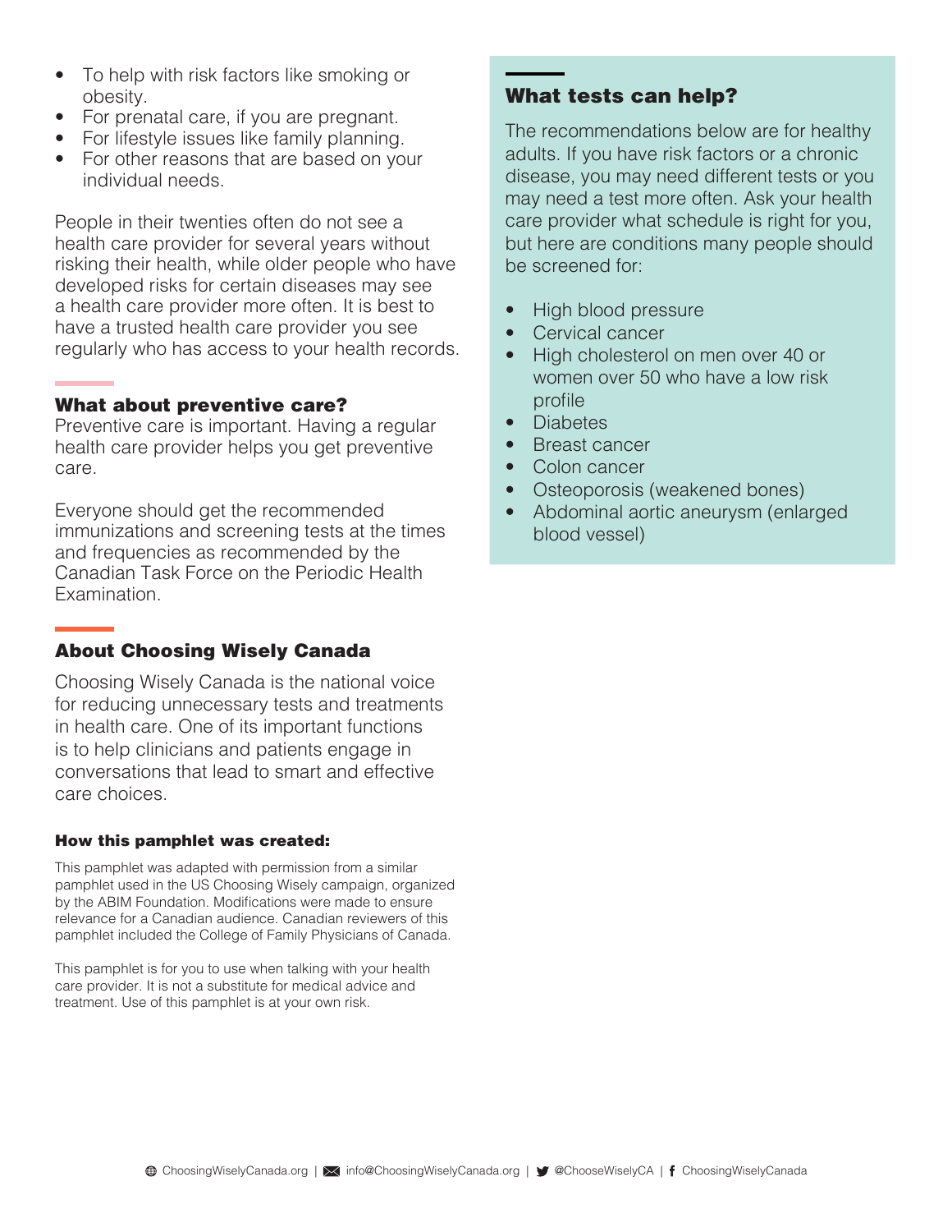- To help with risk factors like smoking or obesity.
- For prenatal care, if you are pregnant.
- For lifestyle issues like family planning.
- For other reasons that are based on your individual needs.

People in their twenties often do not see a health care provider for several years without risking their health, while older people who have developed risks for certain diseases may see a health care provider more often. It is best to have a trusted health care provider you see regularly who has access to your health records.

## What about preventive care?

Preventive care is important. Having a regular health care provider helps you get preventive care.

Everyone should get the recommended immunizations and screening tests at the times and frequencies as recommended by the Canadian Task Force on the Periodic Health Examination.

## About Choosing Wisely Canada

Choosing Wisely Canada is the national voice for reducing unnecessary tests and treatments in health care. One of its important functions is to help clinicians and patients engage in conversations that lead to smart and effective care choices.

### How this pamphlet was created:

This pamphlet was adapted with permission from a similar pamphlet used in the US Choosing Wisely campaign, organized by the ABIM Foundation. Modifications were made to ensure relevance for a Canadian audience. Canadian reviewers of this pamphlet included the College of Family Physicians of Canada.

This pamphlet is for you to use when talking with your health care provider. It is not a substitute for medical advice and treatment. Use of this pamphlet is at your own risk.

## What tests can help?

The recommendations below are for healthy adults. If you have risk factors or a chronic disease, you may need different tests or you may need a test more often. Ask your health care provider what schedule is right for you, but here are conditions many people should be screened for:

- High blood pressure
- Cervical cancer
- High cholesterol on men over 40 or women over 50 who have a low risk profile
- Diabetes
- Breast cancer
- Colon cancer
- Osteoporosis (weakened bones)
- Abdominal aortic aneurysm (enlarged blood vessel)

ChoosingWiselyCanada.org | info@ChoosingWiselyCanada.org | @ChooseWiselyCA | ChoosingWiselyCanada